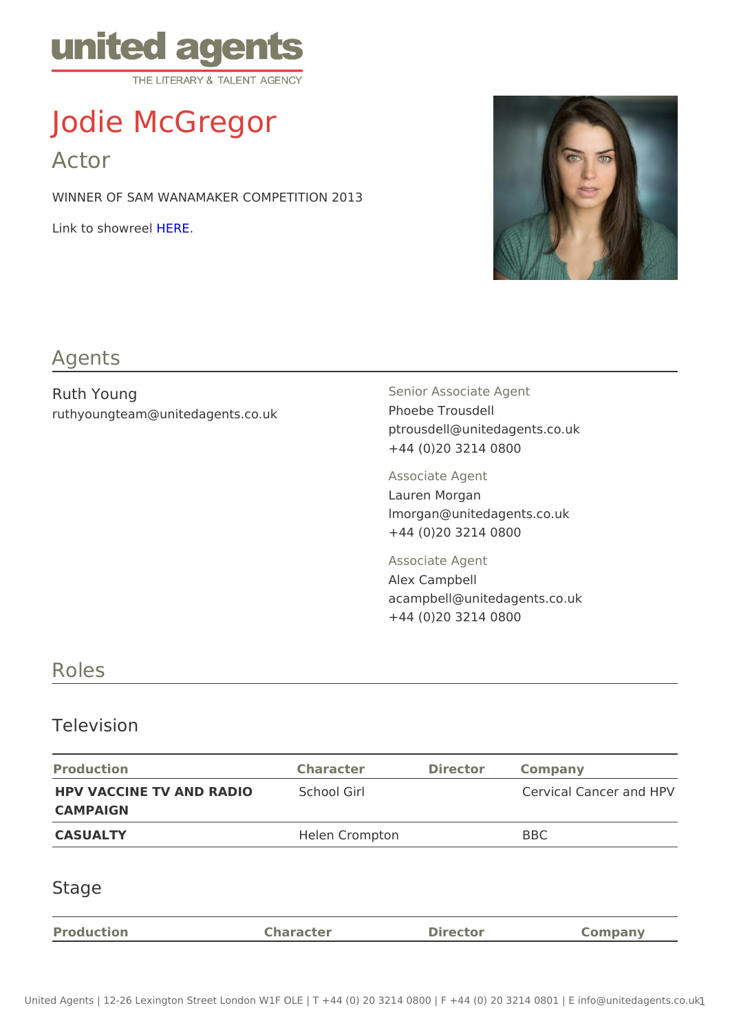united agents
THE LITERARY & TALENT AGENCY

# Jodie McGregor

## Actor

WINNER OF SAM WANAMAKER COMPETITION 2013

Link to showreel HERE.

## Agents

Ruth Young
ruthyoungteam@unitedagents.co.uk

Senior Associate Agent
Phoebe Trousdell
ptrousdell@unitedagents.co.uk
+44 (0)20 3214 0800

Associate Agent
Lauren Morgan
lmorgan@unitedagents.co.uk
+44 (0)20 3214 0800

Associate Agent
Alex Campbell
acampbell@unitedagents.co.uk
+44 (0)20 3214 0800

## Roles

### Television

| Production | Character | Director | Company |
|---|---|---|---|
| **HPV VACCINE TV AND RADIO CAMPAIGN** | School Girl | | Cervical Cancer and HPV |
| **CASUALTY** | Helen Crompton | | BBC |

### Stage

| Production | Character | Director | Company |
|---|---|---|---|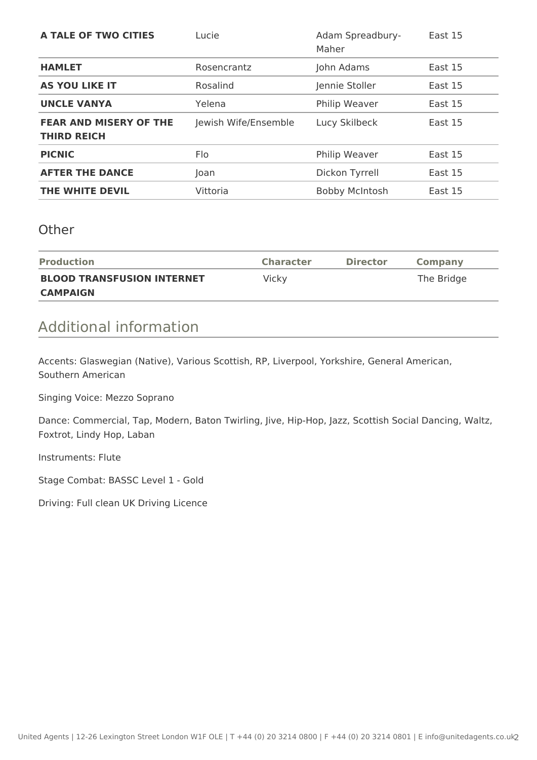| | | | |
|---|---|---|---|
| **A TALE OF TWO CITIES** | Lucie | Adam Spreadbury-Maher | East 15 |
| **HAMLET** | Rosencrantz | John Adams | East 15 |
| **AS YOU LIKE IT** | Rosalind | Jennie Stoller | East 15 |
| **UNCLE VANYA** | Yelena | Philip Weaver | East 15 |
| **FEAR AND MISERY OF THE THIRD REICH** | Jewish Wife/Ensemble | Lucy Skilbeck | East 15 |
| **PICNIC** | Flo | Philip Weaver | East 15 |
| **AFTER THE DANCE** | Joan | Dickon Tyrrell | East 15 |
| **THE WHITE DEVIL** | Vittoria | Bobby McIntosh | East 15 |

### Other

| Production | Character | Director | Company |
|---|---|---|---|
| **BLOOD TRANSFUSION INTERNET CAMPAIGN** | Vicky | | The Bridge |

## Additional information

Accents: Glaswegian (Native), Various Scottish, RP, Liverpool, Yorkshire, General American, Southern American

Singing Voice: Mezzo Soprano

Dance: Commercial, Tap, Modern, Baton Twirling, Jive, Hip-Hop, Jazz, Scottish Social Dancing, Waltz, Foxtrot, Lindy Hop, Laban

Instruments: Flute

Stage Combat: BASSC Level 1 - Gold

Driving: Full clean UK Driving Licence